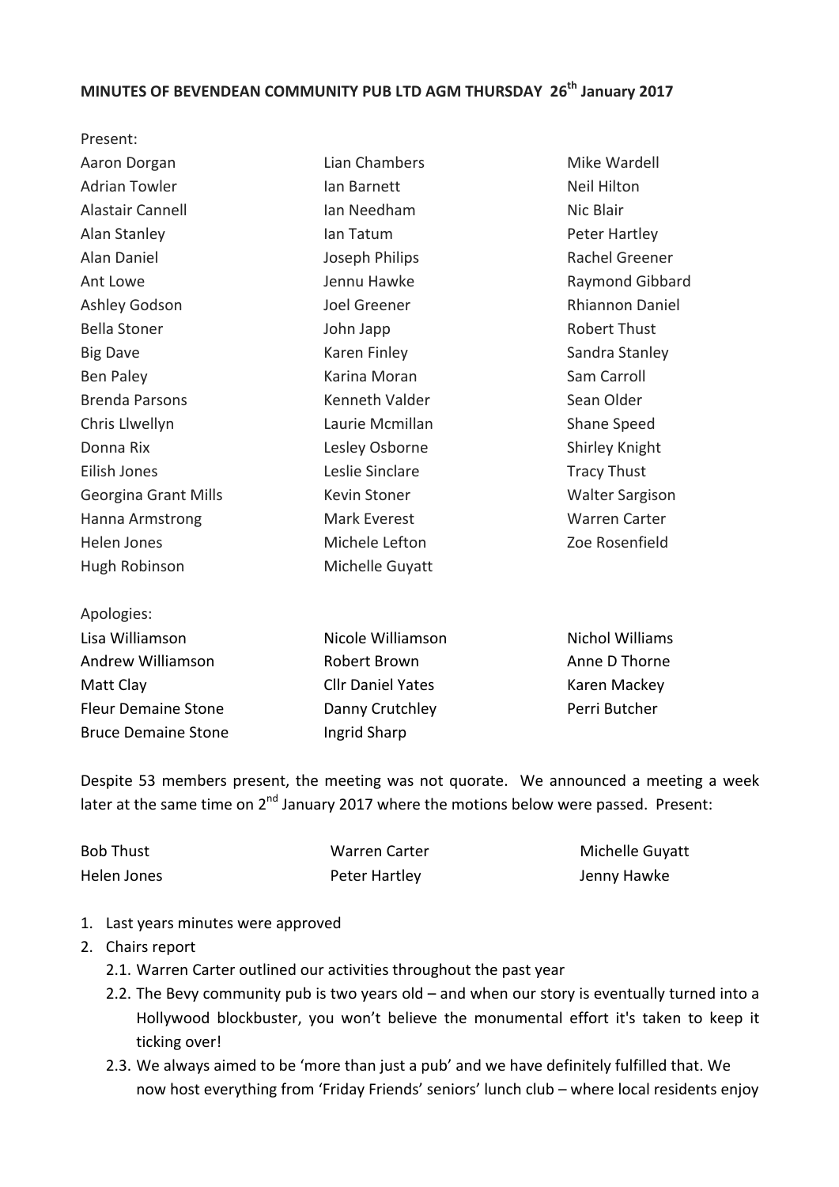**MINUTES OF BEVENDEAN COMMUNITY PUB LTD AGM THURSDAY 26th January 2017**

Present:

| | | |
|---|---|---|
| Aaron Dorgan | Lian Chambers | Mike Wardell |
| Adrian Towler | Ian Barnett | Neil Hilton |
| Alastair Cannell | Ian Needham | Nic Blair |
| Alan Stanley | Ian Tatum | Peter Hartley |
| Alan Daniel | Joseph Philips | Rachel Greener |
| Ant Lowe | Jennu Hawke | Raymond Gibbard |
| Ashley Godson | Joel Greener | Rhiannon Daniel |
| Bella Stoner | John Japp | Robert Thust |
| Big Dave | Karen Finley | Sandra Stanley |
| Ben Paley | Karina Moran | Sam Carroll |
| Brenda Parsons | Kenneth Valder | Sean Older |
| Chris Llwellyn | Laurie Mcmillan | Shane Speed |
| Donna Rix | Lesley Osborne | Shirley Knight |
| Eilish Jones | Leslie Sinclare | Tracy Thust |
| Georgina Grant Mills | Kevin Stoner | Walter Sargison |
| Hanna Armstrong | Mark Everest | Warren Carter |
| Helen Jones | Michele Lefton | Zoe Rosenfield |
| Hugh Robinson | Michelle Guyatt | |

Apologies:

| | | |
|---|---|---|
| Lisa Williamson | Nicole Williamson | Nichol Williams |
| Andrew Williamson | Robert Brown | Anne D Thorne |
| Matt Clay | Cllr Daniel Yates | Karen Mackey |
| Fleur Demaine Stone | Danny Crutchley | Perri Butcher |
| Bruce Demaine Stone | Ingrid Sharp | |

Despite 53 members present, the meeting was not quorate. We announced a meeting a week later at the same time on 2nd January 2017 where the motions below were passed. Present:

| | | |
|---|---|---|
| Bob Thust | Warren Carter | Michelle Guyatt |
| Helen Jones | Peter Hartley | Jenny Hawke |

1. Last years minutes were approved
2. Chairs report
   2.1. Warren Carter outlined our activities throughout the past year
   2.2. The Bevy community pub is two years old – and when our story is eventually turned into a Hollywood blockbuster, you won't believe the monumental effort it's taken to keep it ticking over!
   2.3. We always aimed to be 'more than just a pub' and we have definitely fulfilled that. We now host everything from 'Friday Friends' seniors' lunch club – where local residents enjoy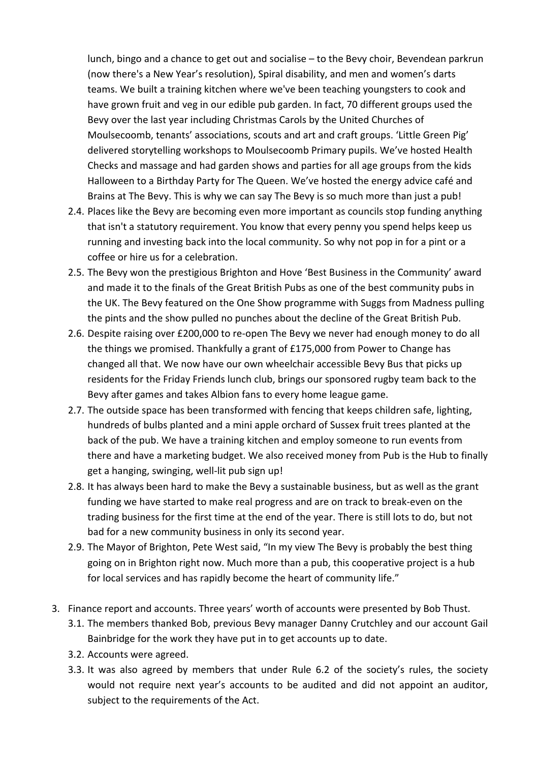lunch, bingo and a chance to get out and socialise – to the Bevy choir, Bevendean parkrun (now there's a New Year's resolution), Spiral disability, and men and women's darts teams. We built a training kitchen where we've been teaching youngsters to cook and have grown fruit and veg in our edible pub garden. In fact, 70 different groups used the Bevy over the last year including Christmas Carols by the United Churches of Moulsecoomb, tenants' associations, scouts and art and craft groups. 'Little Green Pig' delivered storytelling workshops to Moulsecoomb Primary pupils. We've hosted Health Checks and massage and had garden shows and parties for all age groups from the kids Halloween to a Birthday Party for The Queen. We've hosted the energy advice café and Brains at The Bevy. This is why we can say The Bevy is so much more than just a pub!

2.4. Places like the Bevy are becoming even more important as councils stop funding anything that isn't a statutory requirement. You know that every penny you spend helps keep us running and investing back into the local community. So why not pop in for a pint or a coffee or hire us for a celebration.

2.5. The Bevy won the prestigious Brighton and Hove 'Best Business in the Community' award and made it to the finals of the Great British Pubs as one of the best community pubs in the UK. The Bevy featured on the One Show programme with Suggs from Madness pulling the pints and the show pulled no punches about the decline of the Great British Pub.

2.6. Despite raising over £200,000 to re-open The Bevy we never had enough money to do all the things we promised. Thankfully a grant of £175,000 from Power to Change has changed all that. We now have our own wheelchair accessible Bevy Bus that picks up residents for the Friday Friends lunch club, brings our sponsored rugby team back to the Bevy after games and takes Albion fans to every home league game.

2.7. The outside space has been transformed with fencing that keeps children safe, lighting, hundreds of bulbs planted and a mini apple orchard of Sussex fruit trees planted at the back of the pub. We have a training kitchen and employ someone to run events from there and have a marketing budget. We also received money from Pub is the Hub to finally get a hanging, swinging, well-lit pub sign up!

2.8. It has always been hard to make the Bevy a sustainable business, but as well as the grant funding we have started to make real progress and are on track to break-even on the trading business for the first time at the end of the year. There is still lots to do, but not bad for a new community business in only its second year.

2.9. The Mayor of Brighton, Pete West said, "In my view The Bevy is probably the best thing going on in Brighton right now. Much more than a pub, this cooperative project is a hub for local services and has rapidly become the heart of community life."

3. Finance report and accounts. Three years' worth of accounts were presented by Bob Thust.

3.1. The members thanked Bob, previous Bevy manager Danny Crutchley and our account Gail Bainbridge for the work they have put in to get accounts up to date.

3.2. Accounts were agreed.

3.3. It was also agreed by members that under Rule 6.2 of the society's rules, the society would not require next year's accounts to be audited and did not appoint an auditor, subject to the requirements of the Act.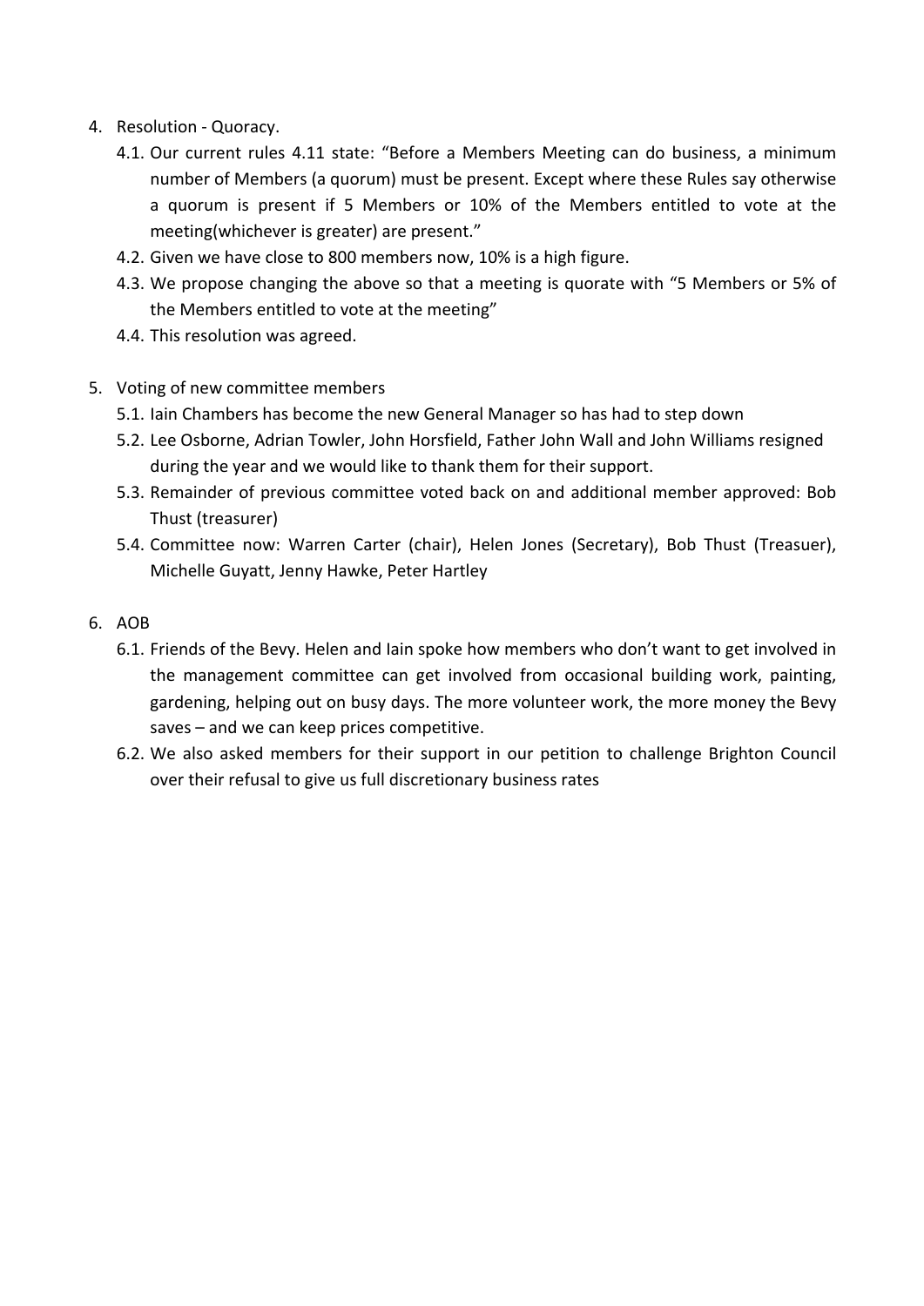4. Resolution - Quoracy.
   4.1. Our current rules 4.11 state: "Before a Members Meeting can do business, a minimum number of Members (a quorum) must be present. Except where these Rules say otherwise a quorum is present if 5 Members or 10% of the Members entitled to vote at the meeting(whichever is greater) are present."
   4.2. Given we have close to 800 members now, 10% is a high figure.
   4.3. We propose changing the above so that a meeting is quorate with "5 Members or 5% of the Members entitled to vote at the meeting"
   4.4. This resolution was agreed.

5. Voting of new committee members
   5.1. Iain Chambers has become the new General Manager so has had to step down
   5.2. Lee Osborne, Adrian Towler, John Horsfield, Father John Wall and John Williams resigned during the year and we would like to thank them for their support.
   5.3. Remainder of previous committee voted back on and additional member approved: Bob Thust (treasurer)
   5.4. Committee now: Warren Carter (chair), Helen Jones (Secretary), Bob Thust (Treasuer), Michelle Guyatt, Jenny Hawke, Peter Hartley

6. AOB
   6.1. Friends of the Bevy. Helen and Iain spoke how members who don't want to get involved in the management committee can get involved from occasional building work, painting, gardening, helping out on busy days. The more volunteer work, the more money the Bevy saves – and we can keep prices competitive.
   6.2. We also asked members for their support in our petition to challenge Brighton Council over their refusal to give us full discretionary business rates